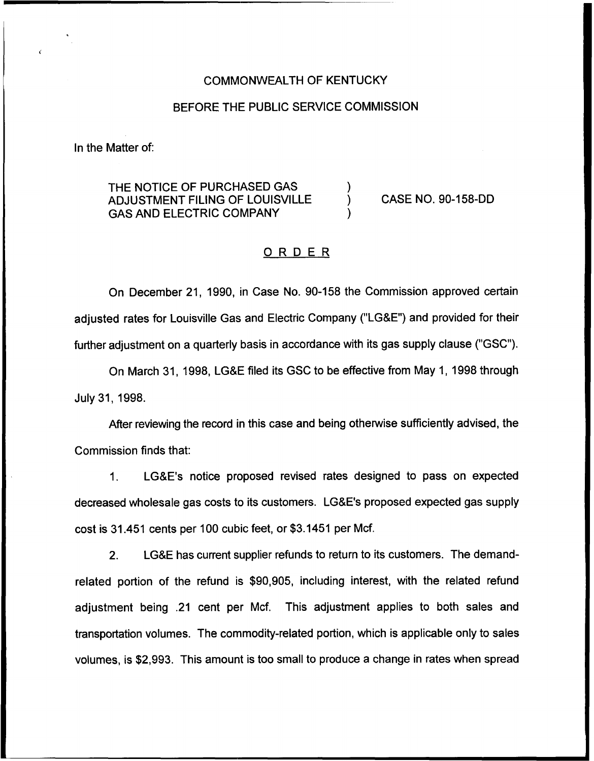COMMONWEALTH OF KENTUCKY

BEFORE THE PUBLIC SERVICE COMMISSION

In the Matter of:

THE NOTICE OF PURCHASED GAS ADJUSTMENT FILING OF LOUISVILLE GAS AND ELECTRIC COMPANY ) CASE NO. 90-158-DD

ORDER

On December 21, 1990, in Case No. 90-158 the Commission approved certain adjusted rates for Louisville Gas and Electric Company ("LG&E") and provided for their further adjustment on a quarterly basis in accordance with its gas supply clause ("GSC").

On March 31, 1998, LG&E filed its GSC to be effective from May 1, 1998 through July 31, 1998.

After reviewing the record in this case and being otherwise sufficiently advised, the Commission finds that:

1. LG&E's notice proposed revised rates designed to pass on expected decreased wholesale gas costs to its customers. LG&E's proposed expected gas supply cost is 31.451 cents per 100 cubic feet, or $3.1451 per Mcf.

2. LG&E has current supplier refunds to return to its customers. The demand-related portion of the refund is $90,905, including interest, with the related refund adjustment being .21 cent per Mcf. This adjustment applies to both sales and transportation volumes. The commodity-related portion, which is applicable only to sales volumes, is $2,993. This amount is too small to produce a change in rates when spread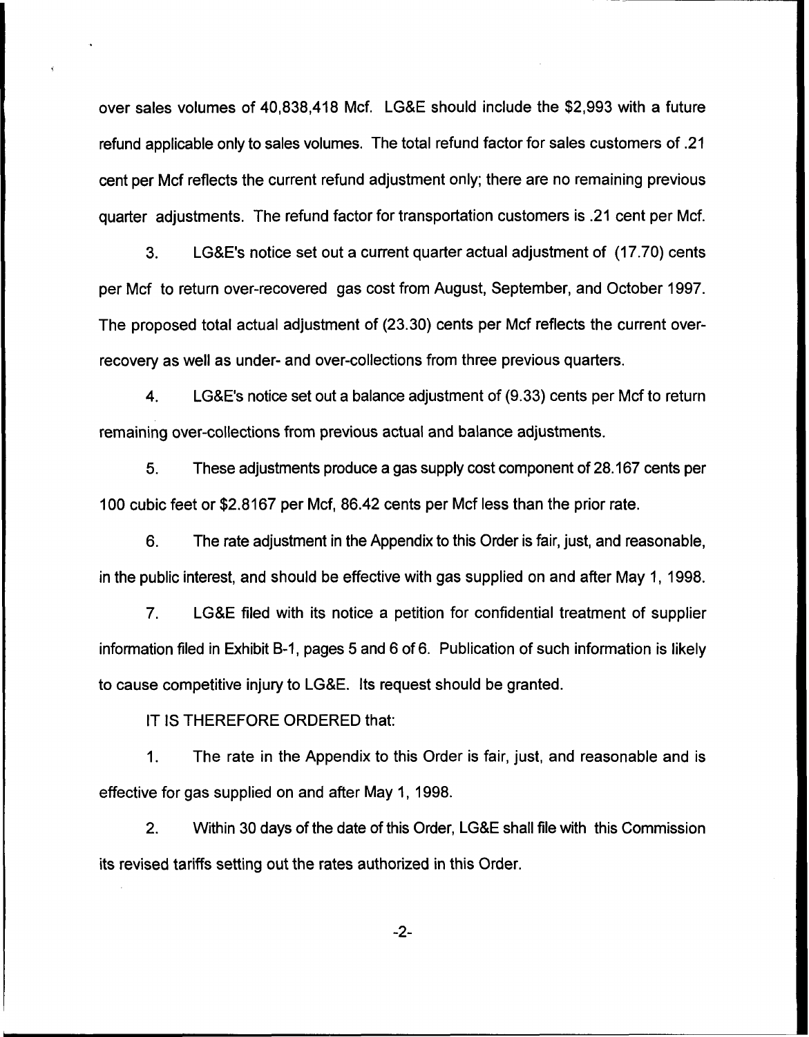over sales volumes of 40,838,418 Mcf. LG&E should include the $2,993 with a future refund applicable only to sales volumes. The total refund factor for sales customers of .21 cent per Mcf reflects the current refund adjustment only; there are no remaining previous quarter adjustments. The refund factor for transportation customers is .21 cent per Mcf.

3. LG&E's notice set out a current quarter actual adjustment of (17.70) cents per Mcf to return over-recovered gas cost from August, September, and October 1997. The proposed total actual adjustment of (23.30) cents per Mcf reflects the current over-recovery as well as under- and over-collections from three previous quarters.

4. LG&E's notice set out a balance adjustment of (9.33) cents per Mcf to return remaining over-collections from previous actual and balance adjustments.

5. These adjustments produce a gas supply cost component of 28.167 cents per 100 cubic feet or $2.8167 per Mcf, 86.42 cents per Mcf less than the prior rate.

6. The rate adjustment in the Appendix to this Order is fair, just, and reasonable, in the public interest, and should be effective with gas supplied on and after May 1, 1998.

7. LG&E filed with its notice a petition for confidential treatment of supplier information filed in Exhibit B-1, pages 5 and 6 of 6. Publication of such information is likely to cause competitive injury to LG&E. Its request should be granted.

IT IS THEREFORE ORDERED that:

1. The rate in the Appendix to this Order is fair, just, and reasonable and is effective for gas supplied on and after May 1, 1998.

2. Within 30 days of the date of this Order, LG&E shall file with this Commission its revised tariffs setting out the rates authorized in this Order.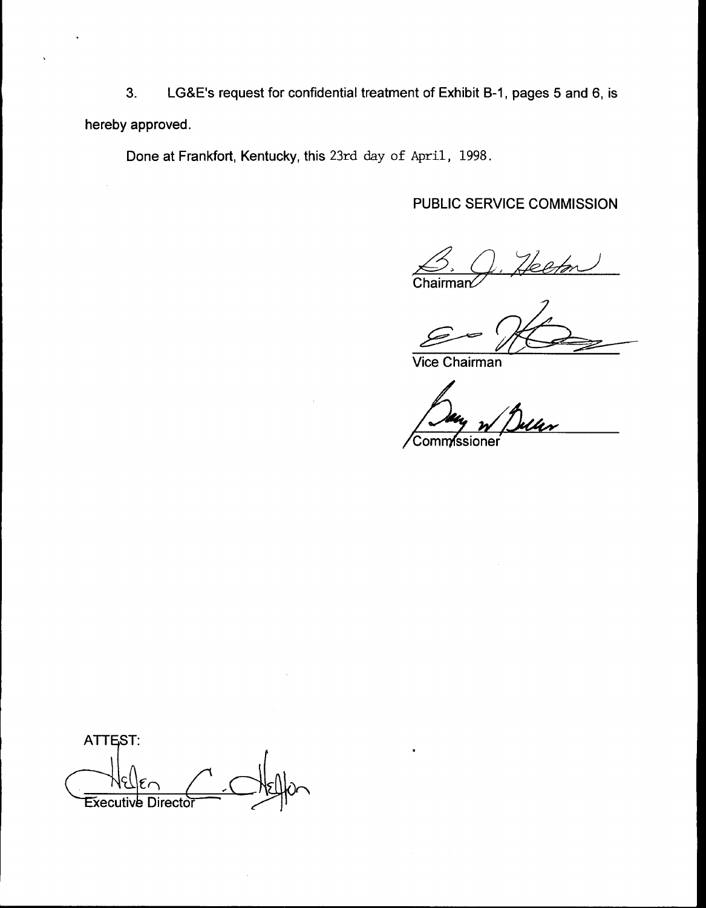3. LG&E's request for confidential treatment of Exhibit B-1, pages 5 and 6, is hereby approved.

Done at Frankfort, Kentucky, this 23rd day of April, 1998.

PUBLIC SERVICE COMMISSION

Chairman

Vice Chairman

Commissioner

ATTEST:

Executive Director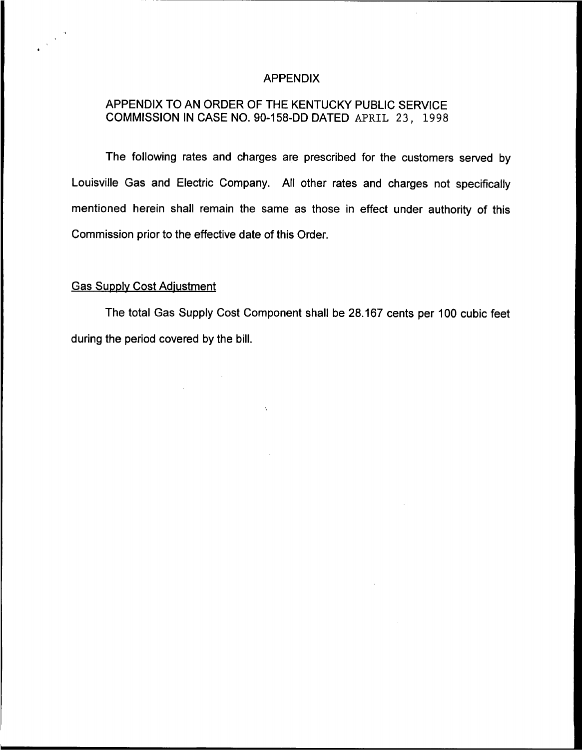# APPENDIX

## APPENDIX TO AN ORDER OF THE KENTUCKY PUBLIC SERVICE COMMISSION IN CASE NO. 90-158-DD DATED APRIL 23, 1998

The following rates and charges are prescribed for the customers served by Louisville Gas and Electric Company. All other rates and charges not specifically mentioned herein shall remain the same as those in effect under authority of this Commission prior to the effective date of this Order.

### Gas Supply Cost Adjustment

The total Gas Supply Cost Component shall be 28.167 cents per 100 cubic feet during the period covered by the bill.